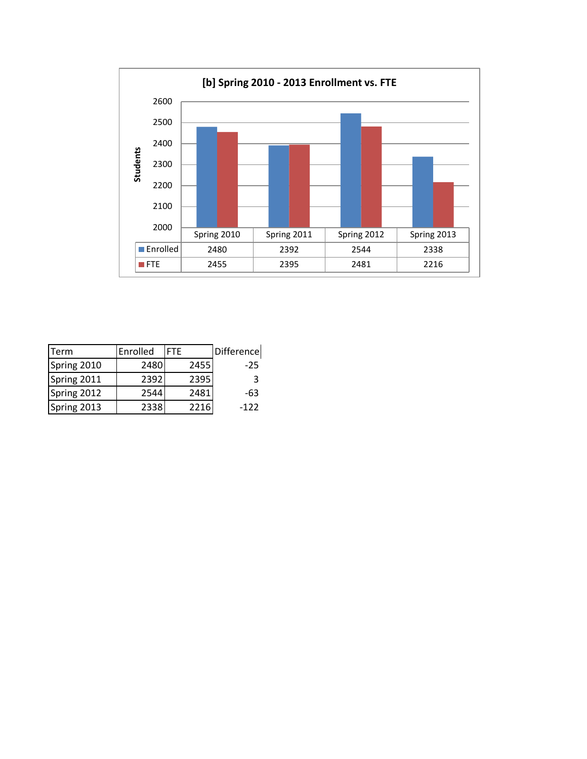**[b] Spring 2010 - 2013 Enrollment vs. FTE**

| | Spring 2010 | Spring 2011 | Spring 2012 | Spring 2013 |
|---|---|---|---|---|
| Enrolled | 2480 | 2392 | 2544 | 2338 |
| FTE | 2455 | 2395 | 2481 | 2216 |

| Term | Enrolled | FTE | Difference |
|---|---|---|---|
| Spring 2010 | 2480 | 2455 | -25 |
| Spring 2011 | 2392 | 2395 | 3 |
| Spring 2012 | 2544 | 2481 | -63 |
| Spring 2013 | 2338 | 2216 | -122 |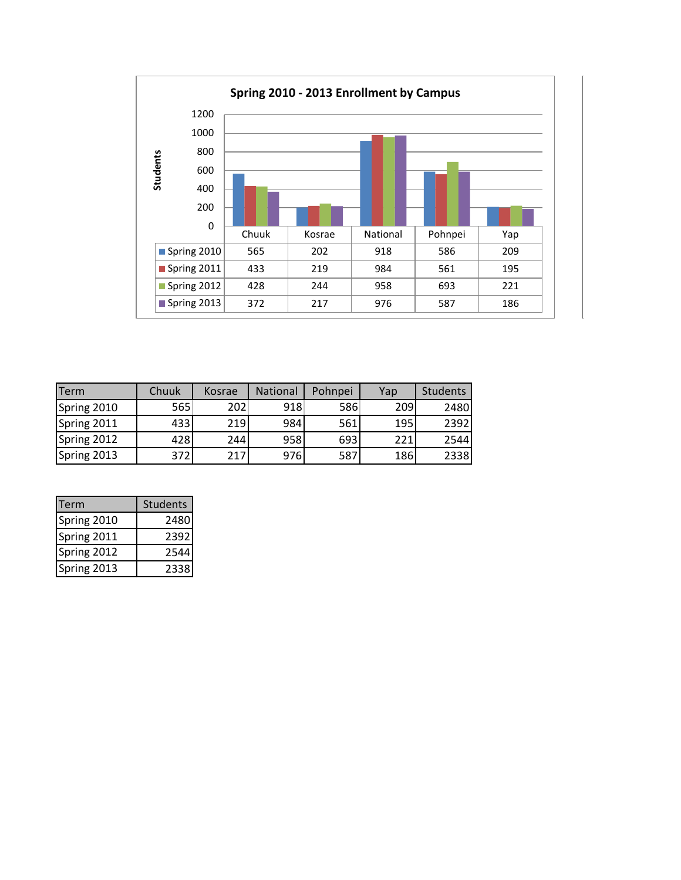**Spring 2010 - 2013 Enrollment by Campus**

| | Chuuk | Kosrae | National | Pohnpei | Yap |
|---|---|---|---|---|---|
| Spring 2010 | 565 | 202 | 918 | 586 | 209 |
| Spring 2011 | 433 | 219 | 984 | 561 | 195 |
| Spring 2012 | 428 | 244 | 958 | 693 | 221 |
| Spring 2013 | 372 | 217 | 976 | 587 | 186 |

| Term | Chuuk | Kosrae | National | Pohnpei | Yap | Students |
|---|---|---|---|---|---|---|
| Spring 2010 | 565 | 202 | 918 | 586 | 209 | 2480 |
| Spring 2011 | 433 | 219 | 984 | 561 | 195 | 2392 |
| Spring 2012 | 428 | 244 | 958 | 693 | 221 | 2544 |
| Spring 2013 | 372 | 217 | 976 | 587 | 186 | 2338 |

| Term | Students |
|---|---|
| Spring 2010 | 2480 |
| Spring 2011 | 2392 |
| Spring 2012 | 2544 |
| Spring 2013 | 2338 |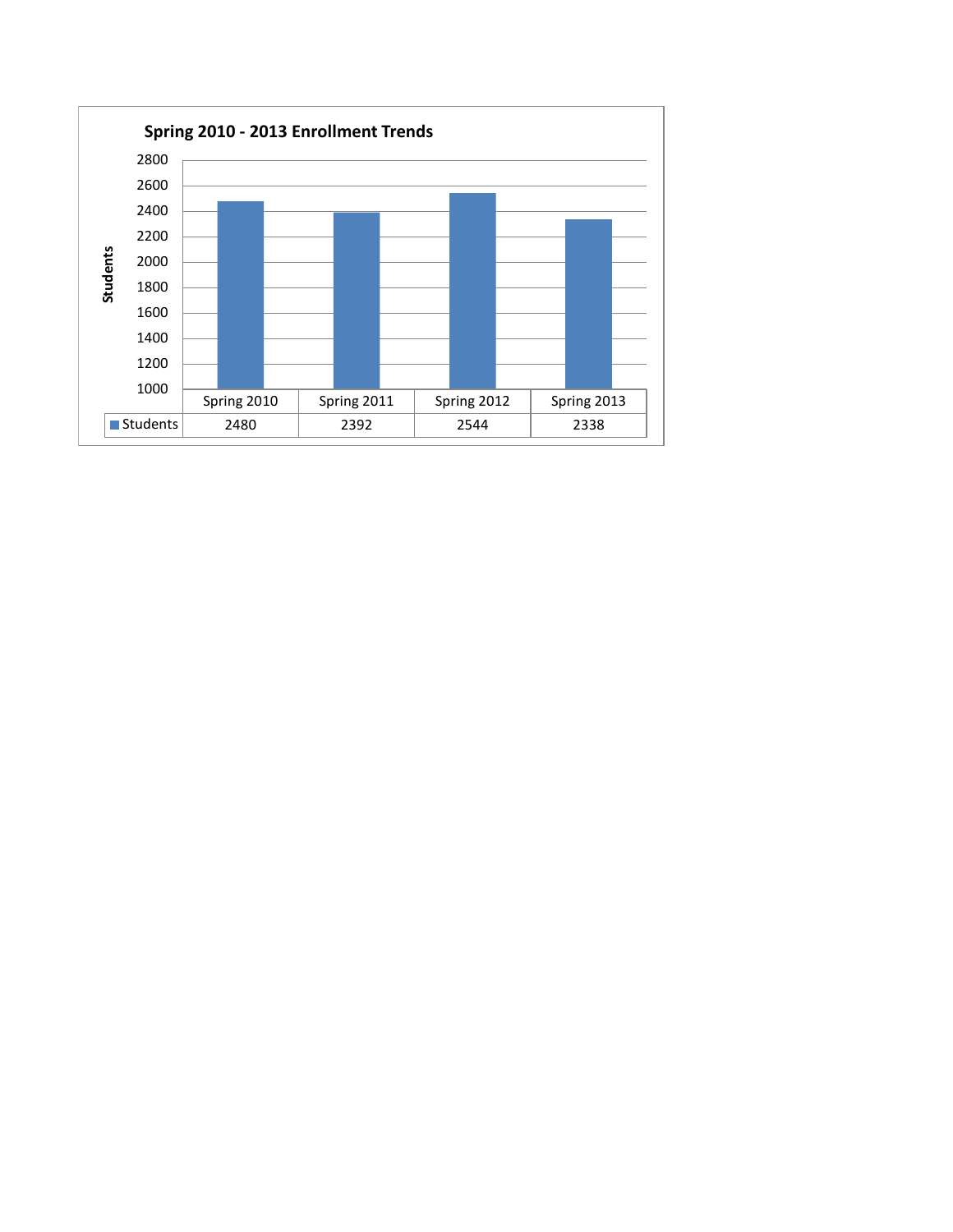**Spring 2010 - 2013 Enrollment Trends**

| | Spring 2010 | Spring 2011 | Spring 2012 | Spring 2013 |
|---|---|---|---|---|
| Students | 2480 | 2392 | 2544 | 2338 |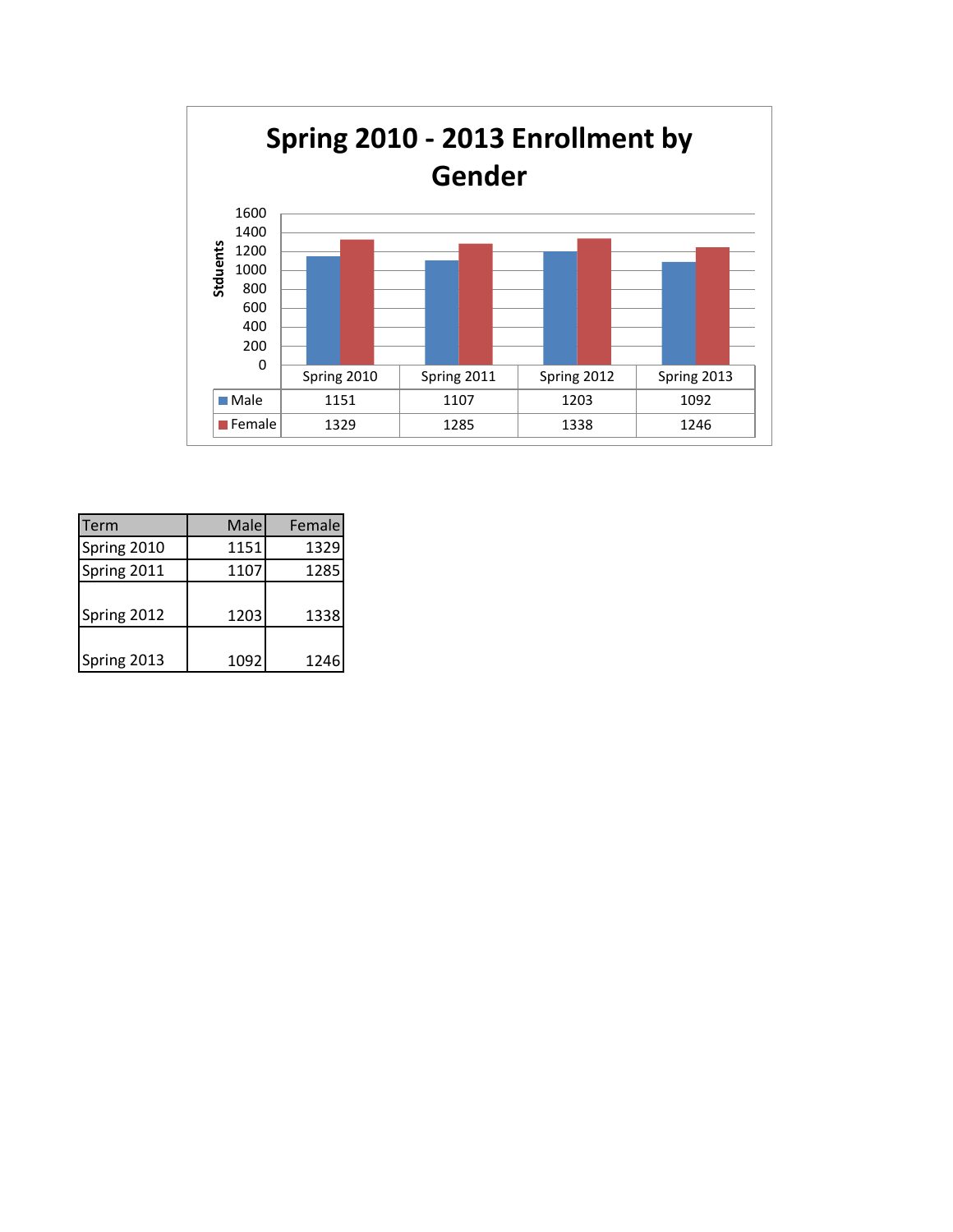# Spring 2010 - 2013 Enrollment by Gender

| | Spring 2010 | Spring 2011 | Spring 2012 | Spring 2013 |
|---|---|---|---|---|
| Male | 1151 | 1107 | 1203 | 1092 |
| Female | 1329 | 1285 | 1338 | 1246 |

Stduents

| Term | Male | Female |
|---|---|---|
| Spring 2010 | 1151 | 1329 |
| Spring 2011 | 1107 | 1285 |
| Spring 2012 | 1203 | 1338 |
| Spring 2013 | 1092 | 1246 |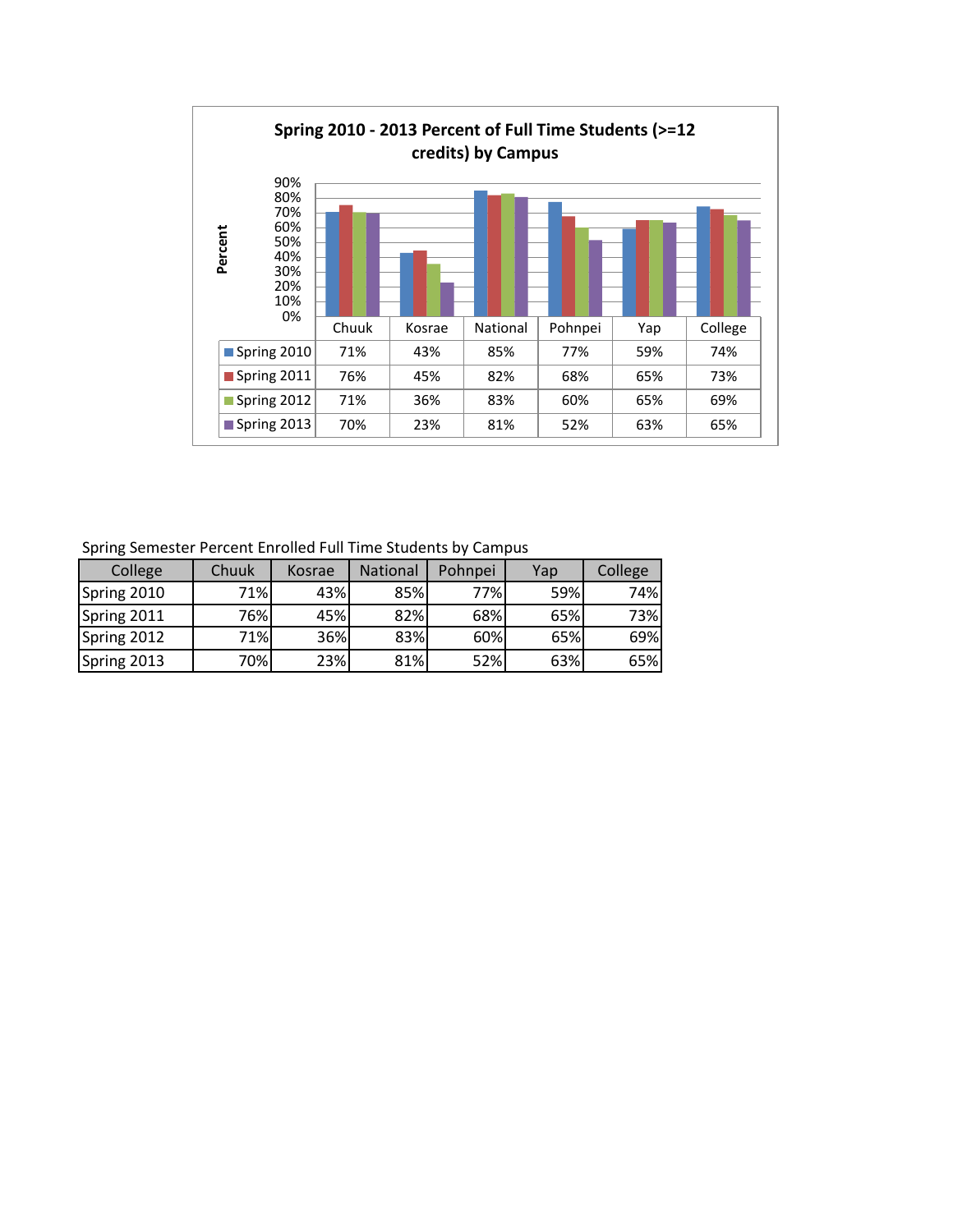## Spring 2010 - 2013 Percent of Full Time Students (>=12 credits) by Campus

| | Chuuk | Kosrae | National | Pohnpei | Yap | College |
|---|---|---|---|---|---|---|
| Spring 2010 | 71% | 43% | 85% | 77% | 59% | 74% |
| Spring 2011 | 76% | 45% | 82% | 68% | 65% | 73% |
| Spring 2012 | 71% | 36% | 83% | 60% | 65% | 69% |
| Spring 2013 | 70% | 23% | 81% | 52% | 63% | 65% |

Spring Semester Percent Enrolled Full Time Students by Campus

| College | Chuuk | Kosrae | National | Pohnpei | Yap | College |
|---|---|---|---|---|---|---|
| Spring 2010 | 71% | 43% | 85% | 77% | 59% | 74% |
| Spring 2011 | 76% | 45% | 82% | 68% | 65% | 73% |
| Spring 2012 | 71% | 36% | 83% | 60% | 65% | 69% |
| Spring 2013 | 70% | 23% | 81% | 52% | 63% | 65% |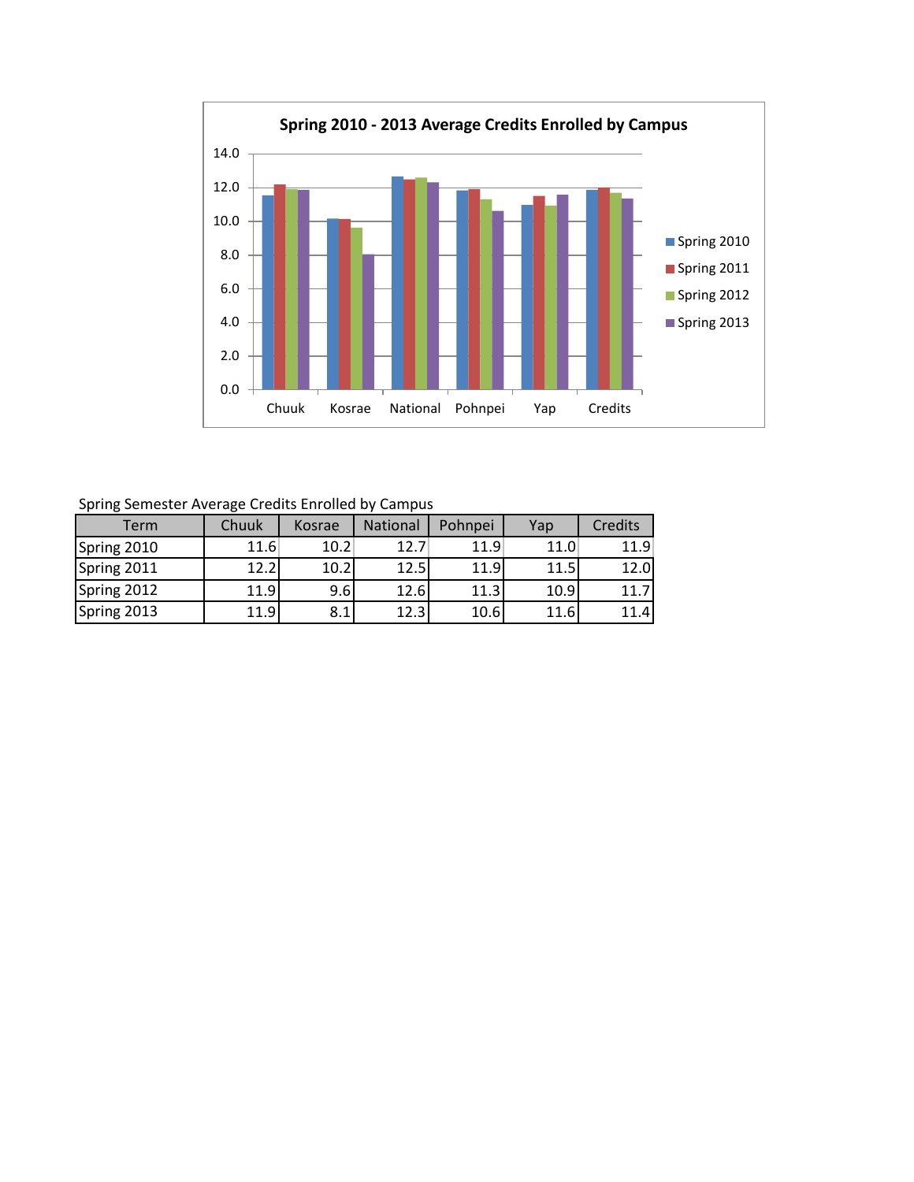Spring 2010 - 2013 Average Credits Enrolled by Campus

Spring Semester Average Credits Enrolled by Campus

| Term | Chuuk | Kosrae | National | Pohnpei | Yap | Credits |
|---|---|---|---|---|---|---|
| Spring 2010 | 11.6 | 10.2 | 12.7 | 11.9 | 11.0 | 11.9 |
| Spring 2011 | 12.2 | 10.2 | 12.5 | 11.9 | 11.5 | 12.0 |
| Spring 2012 | 11.9 | 9.6 | 12.6 | 11.3 | 10.9 | 11.7 |
| Spring 2013 | 11.9 | 8.1 | 12.3 | 10.6 | 11.6 | 11.4 |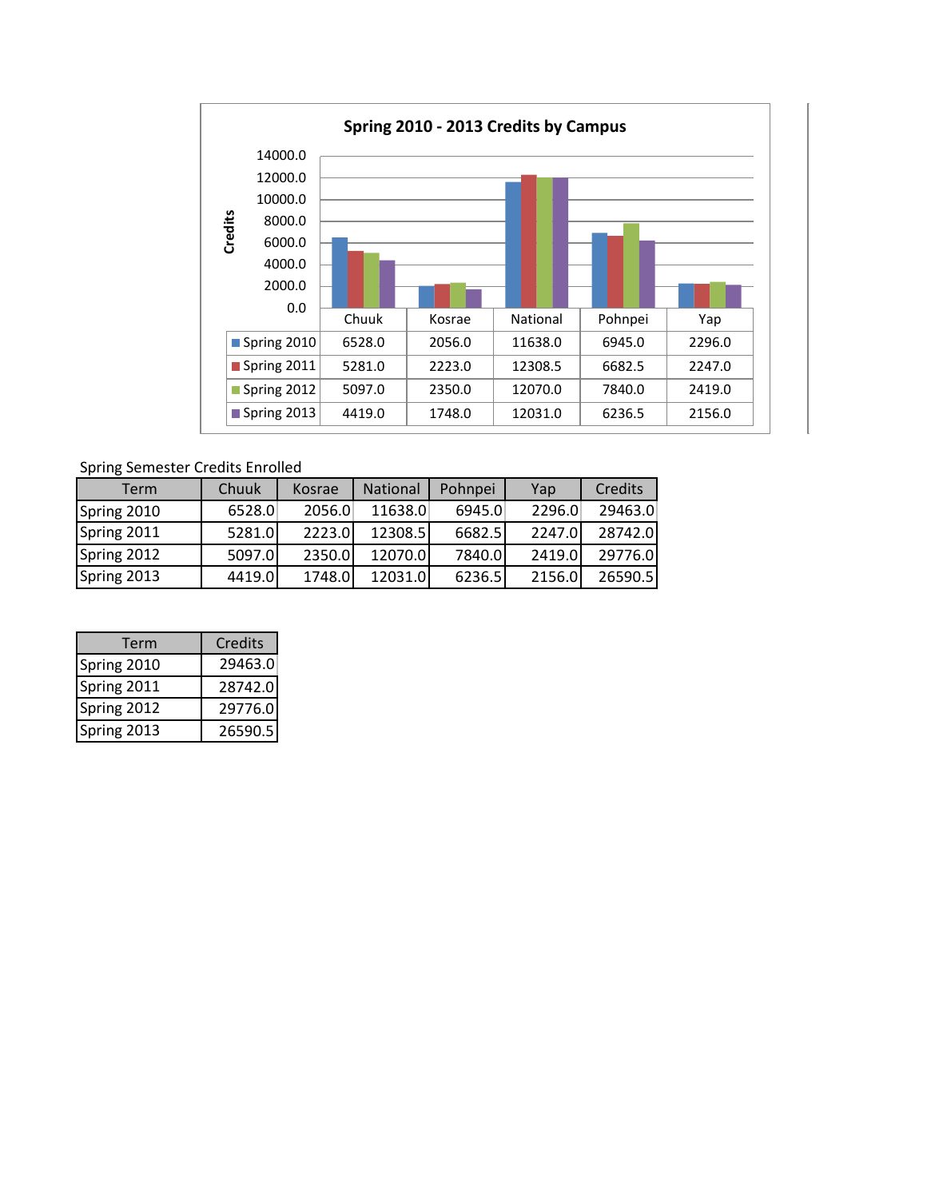**Spring 2010 - 2013 Credits by Campus**

| | Chuuk | Kosrae | National | Pohnpei | Yap |
|---|---|---|---|---|---|
| Spring 2010 | 6528.0 | 2056.0 | 11638.0 | 6945.0 | 2296.0 |
| Spring 2011 | 5281.0 | 2223.0 | 12308.5 | 6682.5 | 2247.0 |
| Spring 2012 | 5097.0 | 2350.0 | 12070.0 | 7840.0 | 2419.0 |
| Spring 2013 | 4419.0 | 1748.0 | 12031.0 | 6236.5 | 2156.0 |

Spring Semester Credits Enrolled

| Term | Chuuk | Kosrae | National | Pohnpei | Yap | Credits |
|---|---|---|---|---|---|---|
| Spring 2010 | 6528.0 | 2056.0 | 11638.0 | 6945.0 | 2296.0 | 29463.0 |
| Spring 2011 | 5281.0 | 2223.0 | 12308.5 | 6682.5 | 2247.0 | 28742.0 |
| Spring 2012 | 5097.0 | 2350.0 | 12070.0 | 7840.0 | 2419.0 | 29776.0 |
| Spring 2013 | 4419.0 | 1748.0 | 12031.0 | 6236.5 | 2156.0 | 26590.5 |

| Term | Credits |
|---|---|
| Spring 2010 | 29463.0 |
| Spring 2011 | 28742.0 |
| Spring 2012 | 29776.0 |
| Spring 2013 | 26590.5 |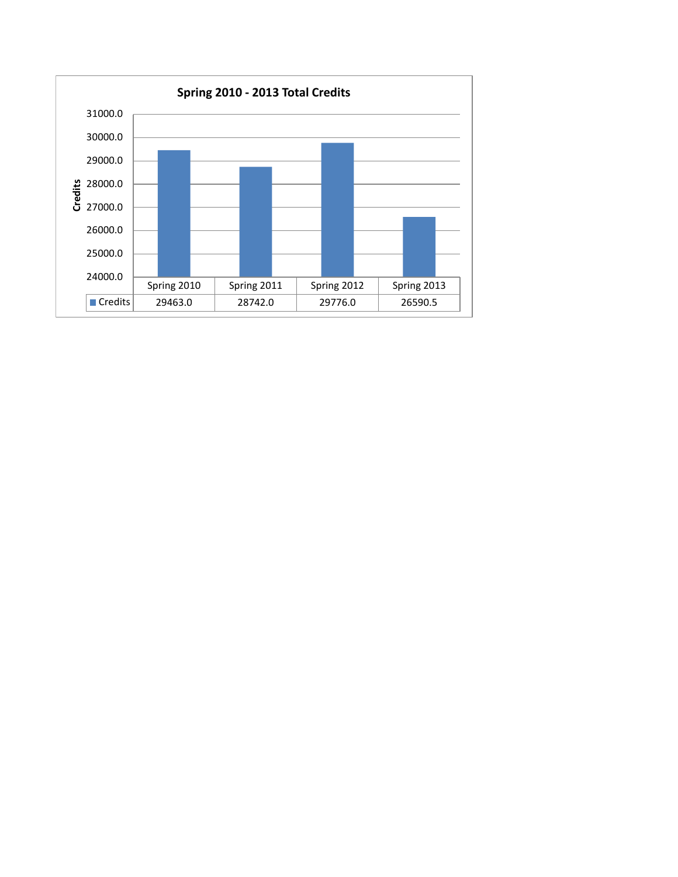## Spring 2010 - 2013 Total Credits

| | Spring 2010 | Spring 2011 | Spring 2012 | Spring 2013 |
|---|---|---|---|---|
| Credits | 29463.0 | 28742.0 | 29776.0 | 26590.5 |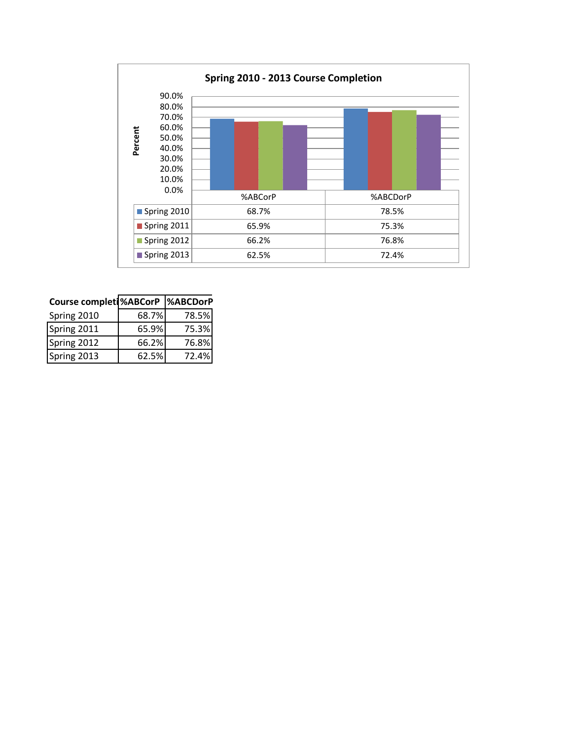## Spring 2010 - 2013 Course Completion

| | %ABCorP | %ABCDorP |
|---|---|---|
| Spring 2010 | 68.7% | 78.5% |
| Spring 2011 | 65.9% | 75.3% |
| Spring 2012 | 66.2% | 76.8% |
| Spring 2013 | 62.5% | 72.4% |

| Course completi | %ABCorP | %ABCDorP |
|---|---|---|
| Spring 2010 | 68.7% | 78.5% |
| Spring 2011 | 65.9% | 75.3% |
| Spring 2012 | 66.2% | 76.8% |
| Spring 2013 | 62.5% | 72.4% |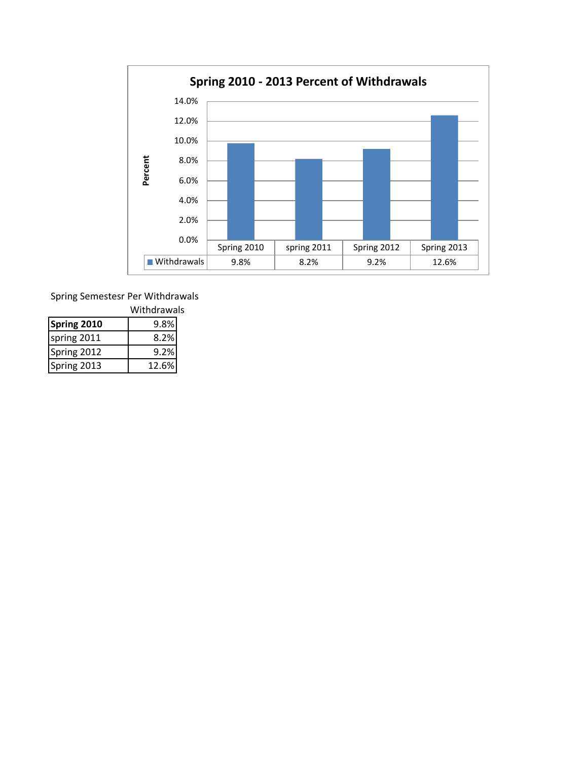## Spring 2010 - 2013 Percent of Withdrawals

| | Spring 2010 | spring 2011 | Spring 2012 | Spring 2013 |
|---|---|---|---|---|
| Withdrawals | 9.8% | 8.2% | 9.2% | 12.6% |

Spring Semestesr Per Withdrawals

| | Withdrawals |
|---|---|
| **Spring 2010** | 9.8% |
| spring 2011 | 8.2% |
| Spring 2012 | 9.2% |
| Spring 2013 | 12.6% |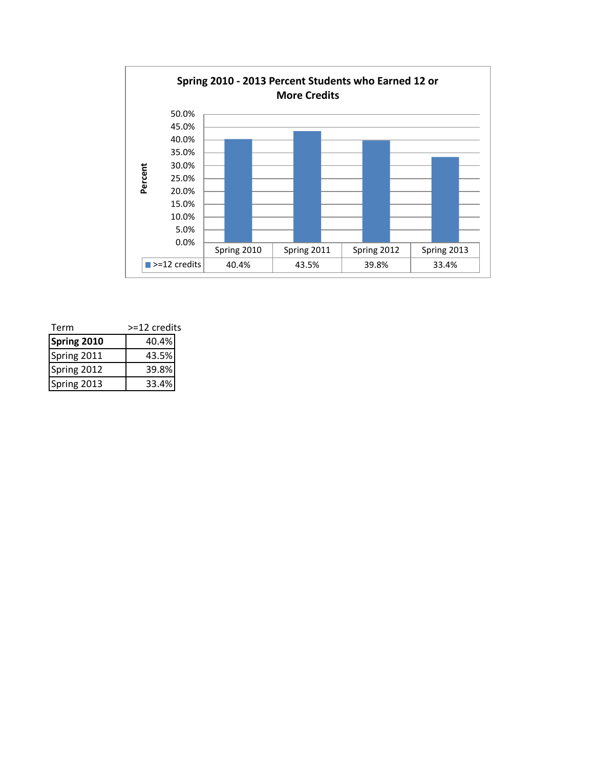**Spring 2010 - 2013 Percent Students who Earned 12 or More Credits**

| | Spring 2010 | Spring 2011 | Spring 2012 | Spring 2013 |
|---|---|---|---|---|
| >=12 credits | 40.4% | 43.5% | 39.8% | 33.4% |

| Term | >=12 credits |
|---|---|
| **Spring 2010** | 40.4% |
| Spring 2011 | 43.5% |
| Spring 2012 | 39.8% |
| Spring 2013 | 33.4% |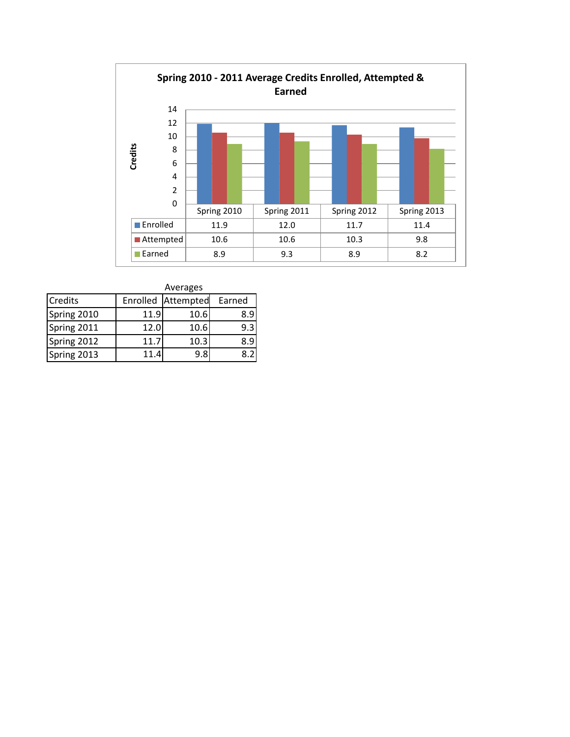**Spring 2010 - 2011 Average Credits Enrolled, Attempted & Earned**

| | Spring 2010 | Spring 2011 | Spring 2012 | Spring 2013 |
|---|---|---|---|---|
| Enrolled | 11.9 | 12.0 | 11.7 | 11.4 |
| Attempted | 10.6 | 10.6 | 10.3 | 9.8 |
| Earned | 8.9 | 9.3 | 8.9 | 8.2 |

Averages

| Credits | Enrolled | Attempted | Earned |
|---|---|---|---|
| Spring 2010 | 11.9 | 10.6 | 8.9 |
| Spring 2011 | 12.0 | 10.6 | 9.3 |
| Spring 2012 | 11.7 | 10.3 | 8.9 |
| Spring 2013 | 11.4 | 9.8 | 8.2 |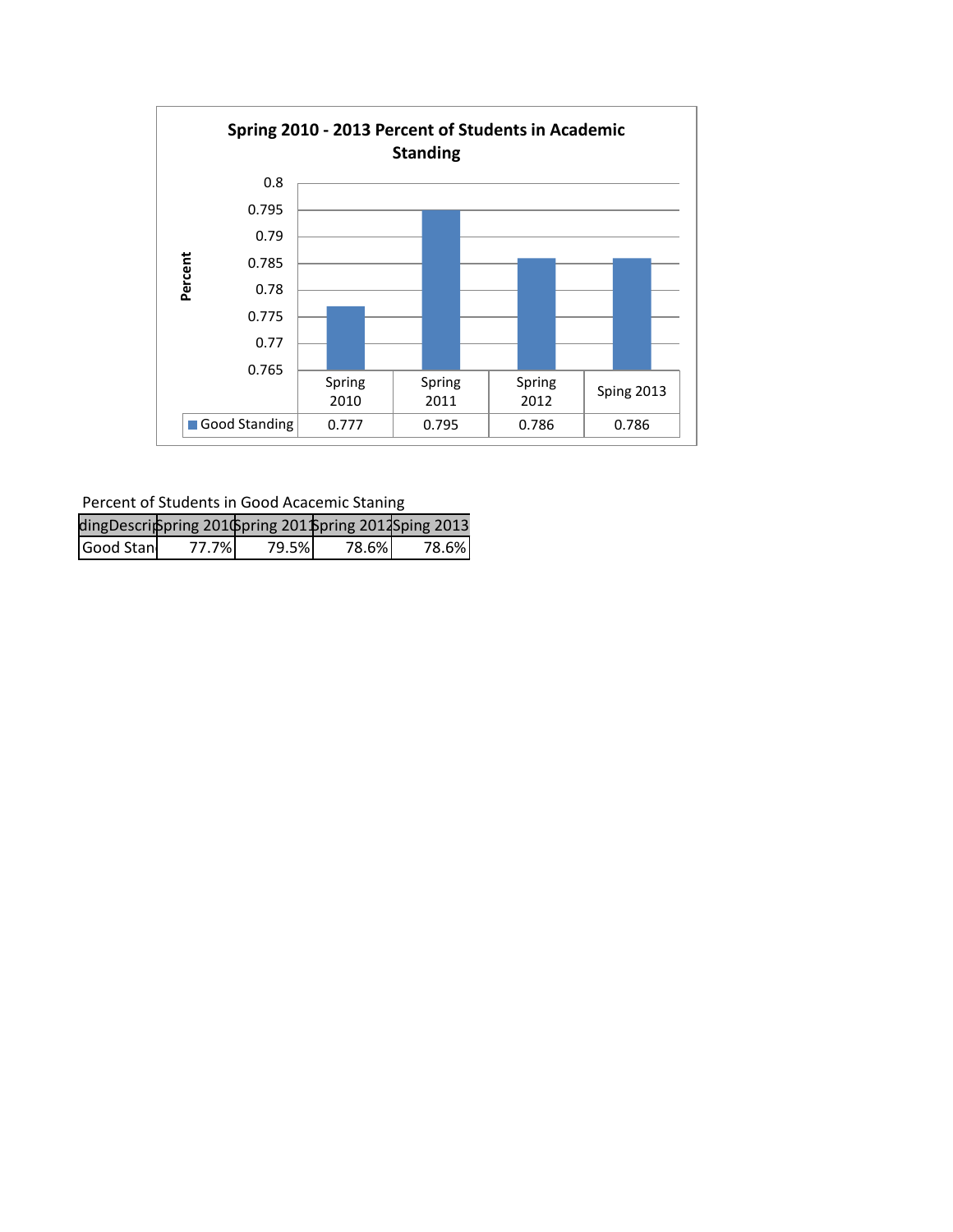Spring 2010 - 2013 Percent of Students in Academic Standing

Percent

0.8
0.795
0.79
0.785
0.78
0.775
0.77
0.765

Spring 2010
Spring 2011
Spring 2012
Sping 2013

Good Standing 0.777 0.795 0.786 0.786

Percent of Students in Good Acacemic Staning

| dingDescrip | Spring 2010 | Spring 2011 | Spring 2012 | Sping 2013 |
|---|---|---|---|---|
| Good Stan | 77.7% | 79.5% | 78.6% | 78.6% |